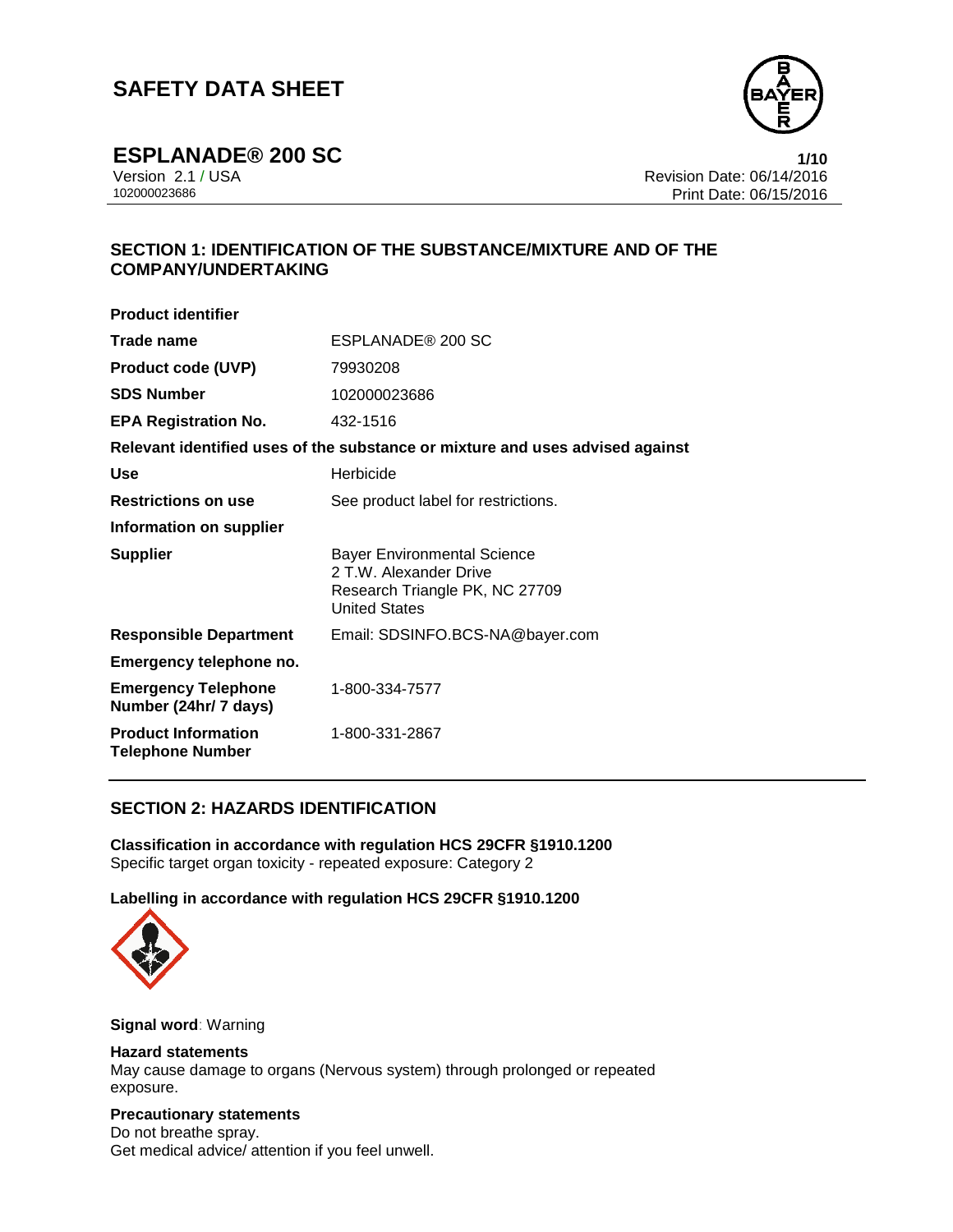# SAFETY DATA SHEET

## ESPLANADE® 200 SC

Version 2.1 / USA
102000023686

Revision Date: 06/14/2016
Print Date: 06/15/2016

## SECTION 1: IDENTIFICATION OF THE SUBSTANCE/MIXTURE AND OF THE COMPANY/UNDERTAKING

**Product identifier**

| | |
|---|---|
| **Trade name** | ESPLANADE® 200 SC |
| **Product code (UVP)** | 79930208 |
| **SDS Number** | 102000023686 |
| **EPA Registration No.** | 432-1516 |

**Relevant identified uses of the substance or mixture and uses advised against**

| | |
|---|---|
| **Use** | Herbicide |
| **Restrictions on use** | See product label for restrictions. |

**Information on supplier**

| | |
|---|---|
| **Supplier** | Bayer Environmental Science<br>2 T.W. Alexander Drive<br>Research Triangle PK, NC 27709<br>United States |
| **Responsible Department** | Email: SDSINFO.BCS-NA@bayer.com |

**Emergency telephone no.**

| | |
|---|---|
| **Emergency Telephone Number (24hr/ 7 days)** | 1-800-334-7577 |
| **Product Information Telephone Number** | 1-800-331-2867 |

## SECTION 2: HAZARDS IDENTIFICATION

**Classification in accordance with regulation HCS 29CFR §1910.1200**
Specific target organ toxicity - repeated exposure: Category 2

**Labelling in accordance with regulation HCS 29CFR §1910.1200**

**Signal word**: Warning

**Hazard statements**
May cause damage to organs (Nervous system) through prolonged or repeated exposure.

**Precautionary statements**
Do not breathe spray.
Get medical advice/ attention if you feel unwell.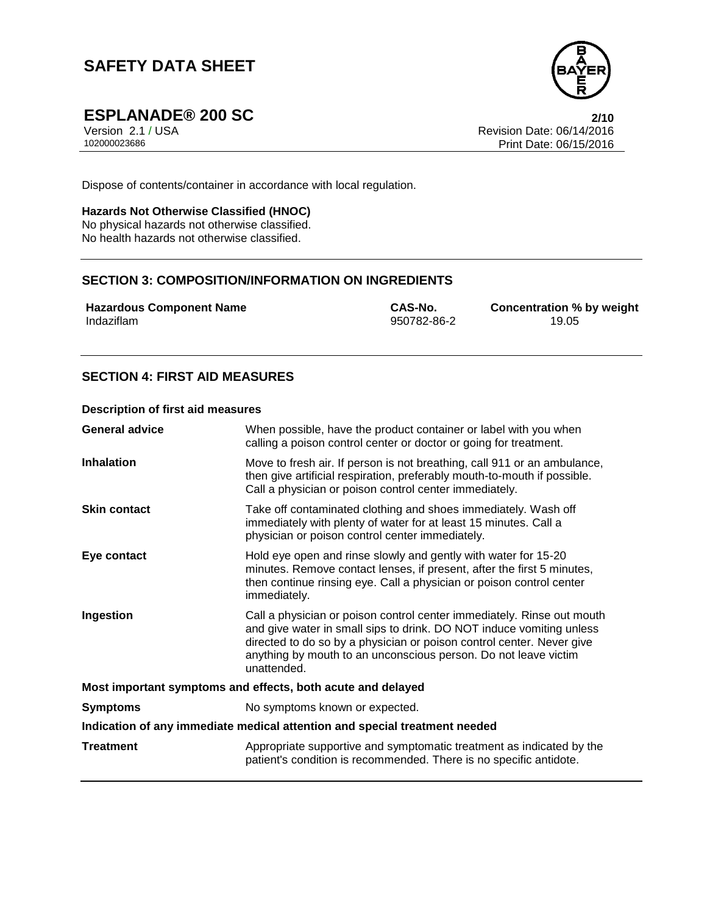Dispose of contents/container in accordance with local regulation.

**Hazards Not Otherwise Classified (HNOC)**
No physical hazards not otherwise classified.
No health hazards not otherwise classified.

## SECTION 3: COMPOSITION/INFORMATION ON INGREDIENTS

| Hazardous Component Name | CAS-No. | Concentration % by weight |
|---|---|---|
| Indaziflam | 950782-86-2 | 19.05 |

## SECTION 4: FIRST AID MEASURES

**Description of first aid measures**

| | |
|---|---|
| **General advice** | When possible, have the product container or label with you when calling a poison control center or doctor or going for treatment. |
| **Inhalation** | Move to fresh air. If person is not breathing, call 911 or an ambulance, then give artificial respiration, preferably mouth-to-mouth if possible. Call a physician or poison control center immediately. |
| **Skin contact** | Take off contaminated clothing and shoes immediately. Wash off immediately with plenty of water for at least 15 minutes. Call a physician or poison control center immediately. |
| **Eye contact** | Hold eye open and rinse slowly and gently with water for 15-20 minutes. Remove contact lenses, if present, after the first 5 minutes, then continue rinsing eye. Call a physician or poison control center immediately. |
| **Ingestion** | Call a physician or poison control center immediately. Rinse out mouth and give water in small sips to drink. DO NOT induce vomiting unless directed to do so by a physician or poison control center. Never give anything by mouth to an unconscious person. Do not leave victim unattended. |

**Most important symptoms and effects, both acute and delayed**

| | |
|---|---|
| **Symptoms** | No symptoms known or expected. |

**Indication of any immediate medical attention and special treatment needed**

| | |
|---|---|
| **Treatment** | Appropriate supportive and symptomatic treatment as indicated by the patient's condition is recommended. There is no specific antidote. |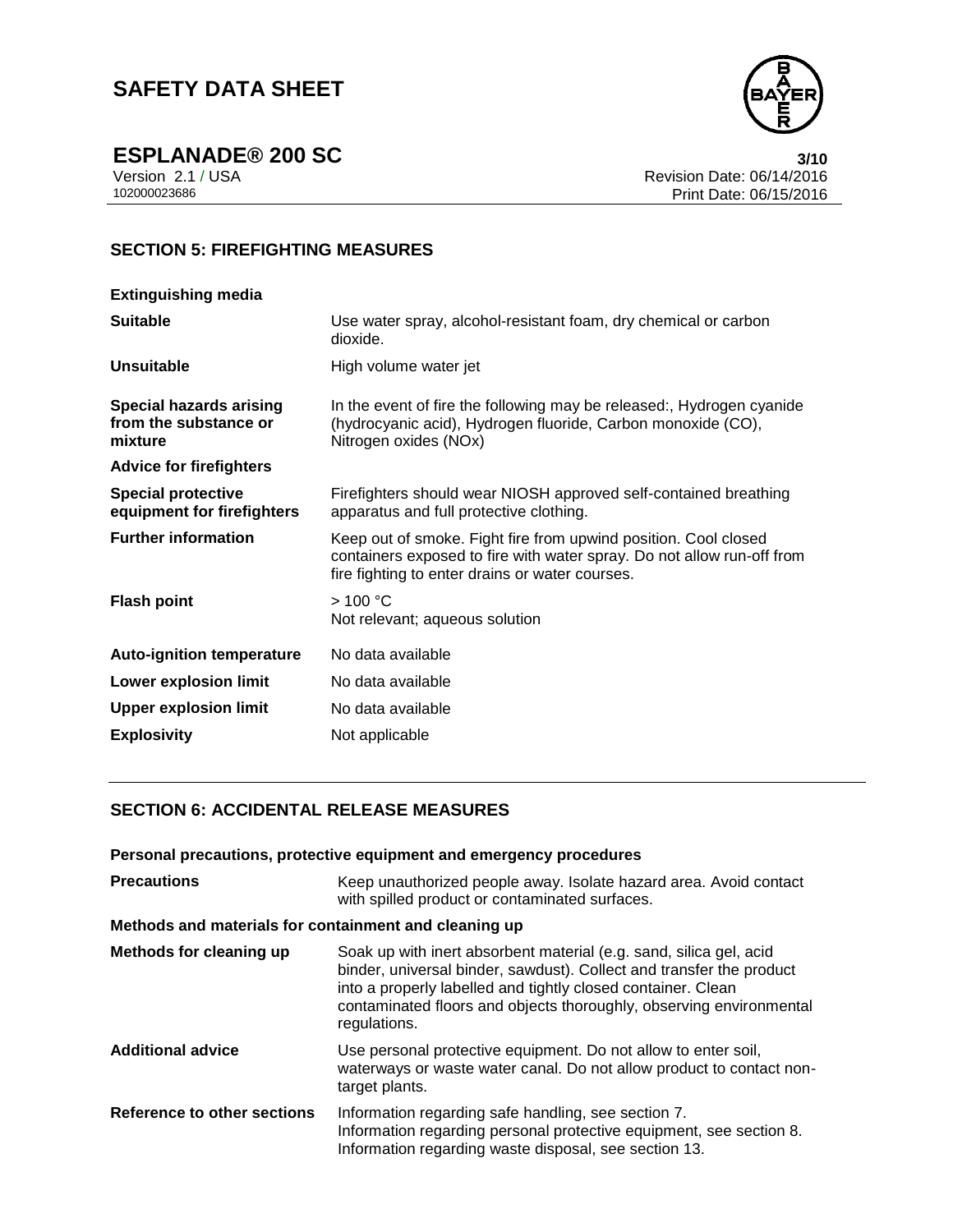## SECTION 5: FIREFIGHTING MEASURES

**Extinguishing media**

| | |
|---|---|
| **Suitable** | Use water spray, alcohol-resistant foam, dry chemical or carbon dioxide. |
| **Unsuitable** | High volume water jet |
| **Special hazards arising from the substance or mixture** | In the event of fire the following may be released:, Hydrogen cyanide (hydrocyanic acid), Hydrogen fluoride, Carbon monoxide (CO), Nitrogen oxides (NOx) |

**Advice for firefighters**

| | |
|---|---|
| **Special protective equipment for firefighters** | Firefighters should wear NIOSH approved self-contained breathing apparatus and full protective clothing. |
| **Further information** | Keep out of smoke. Fight fire from upwind position. Cool closed containers exposed to fire with water spray. Do not allow run-off from fire fighting to enter drains or water courses. |
| **Flash point** | > 100 °C<br>Not relevant; aqueous solution |
| **Auto-ignition temperature** | No data available |
| **Lower explosion limit** | No data available |
| **Upper explosion limit** | No data available |
| **Explosivity** | Not applicable |

## SECTION 6: ACCIDENTAL RELEASE MEASURES

**Personal precautions, protective equipment and emergency procedures**

| | |
|---|---|
| **Precautions** | Keep unauthorized people away. Isolate hazard area. Avoid contact with spilled product or contaminated surfaces. |

**Methods and materials for containment and cleaning up**

| | |
|---|---|
| **Methods for cleaning up** | Soak up with inert absorbent material (e.g. sand, silica gel, acid binder, universal binder, sawdust). Collect and transfer the product into a properly labelled and tightly closed container. Clean contaminated floors and objects thoroughly, observing environmental regulations. |
| **Additional advice** | Use personal protective equipment. Do not allow to enter soil, waterways or waste water canal. Do not allow product to contact non-target plants. |
| **Reference to other sections** | Information regarding safe handling, see section 7.<br>Information regarding personal protective equipment, see section 8.<br>Information regarding waste disposal, see section 13. |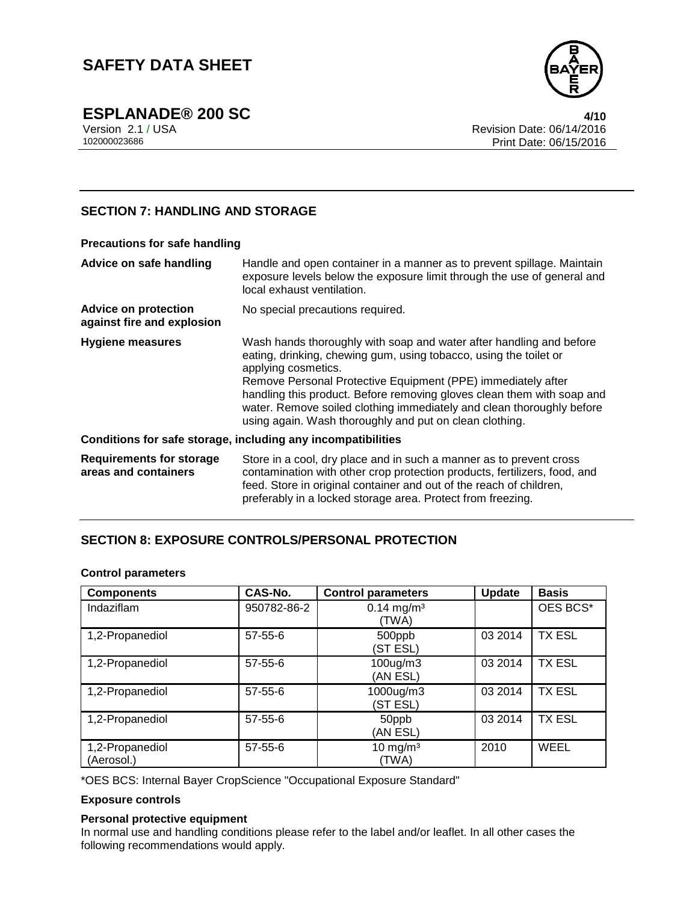## SECTION 7: HANDLING AND STORAGE

**Precautions for safe handling**

**Advice on safe handling**
Handle and open container in a manner as to prevent spillage. Maintain exposure levels below the exposure limit through the use of general and local exhaust ventilation.

**Advice on protection against fire and explosion**
No special precautions required.

**Hygiene measures**
Wash hands thoroughly with soap and water after handling and before eating, drinking, chewing gum, using tobacco, using the toilet or applying cosmetics.
Remove Personal Protective Equipment (PPE) immediately after handling this product. Before removing gloves clean them with soap and water. Remove soiled clothing immediately and clean thoroughly before using again. Wash thoroughly and put on clean clothing.

**Conditions for safe storage, including any incompatibilities**

**Requirements for storage areas and containers**
Store in a cool, dry place and in such a manner as to prevent cross contamination with other crop protection products, fertilizers, food, and feed. Store in original container and out of the reach of children, preferably in a locked storage area. Protect from freezing.

## SECTION 8: EXPOSURE CONTROLS/PERSONAL PROTECTION

**Control parameters**

| Components | CAS-No. | Control parameters | Update | Basis |
|---|---|---|---|---|
| Indaziflam | 950782-86-2 | 0.14 mg/m³ (TWA) | | OES BCS* |
| 1,2-Propanediol | 57-55-6 | 500ppb (ST ESL) | 03 2014 | TX ESL |
| 1,2-Propanediol | 57-55-6 | 100ug/m3 (AN ESL) | 03 2014 | TX ESL |
| 1,2-Propanediol | 57-55-6 | 1000ug/m3 (ST ESL) | 03 2014 | TX ESL |
| 1,2-Propanediol | 57-55-6 | 50ppb (AN ESL) | 03 2014 | TX ESL |
| 1,2-Propanediol (Aerosol.) | 57-55-6 | 10 mg/m³ (TWA) | 2010 | WEEL |

*OES BCS: Internal Bayer CropScience "Occupational Exposure Standard"

**Exposure controls**

**Personal protective equipment**

In normal use and handling conditions please refer to the label and/or leaflet. In all other cases the following recommendations would apply.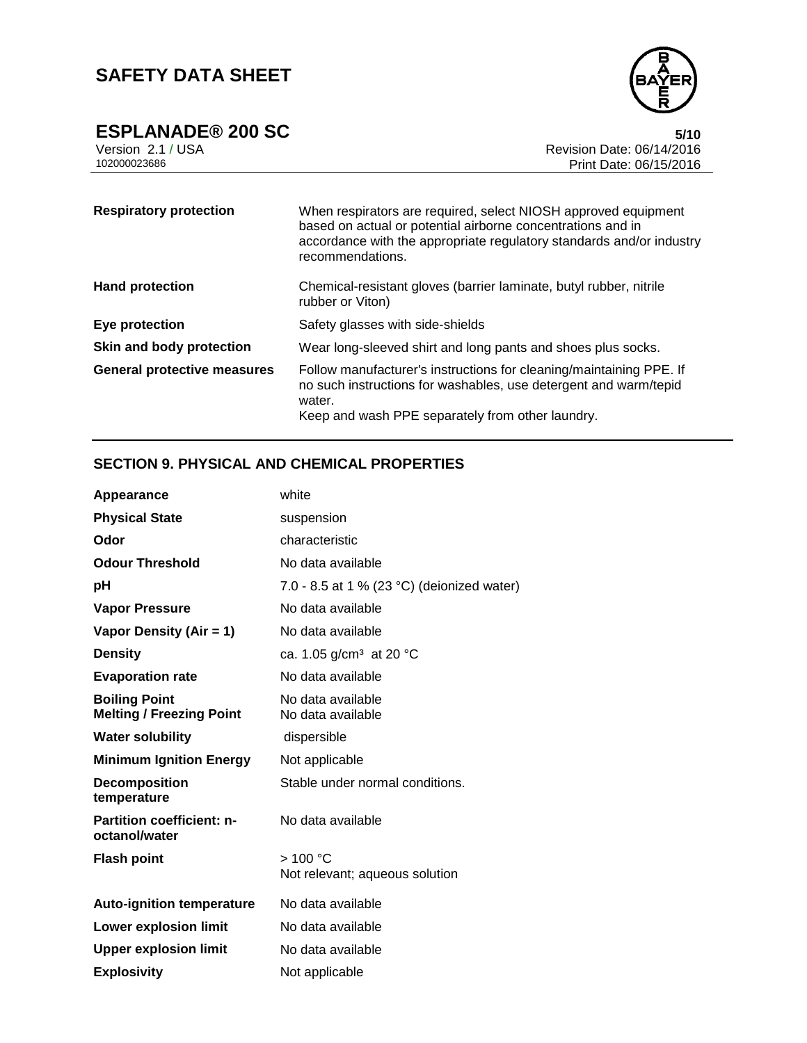| | |
|---|---|
| **Respiratory protection** | When respirators are required, select NIOSH approved equipment based on actual or potential airborne concentrations and in accordance with the appropriate regulatory standards and/or industry recommendations. |
| **Hand protection** | Chemical-resistant gloves (barrier laminate, butyl rubber, nitrile rubber or Viton) |
| **Eye protection** | Safety glasses with side-shields |
| **Skin and body protection** | Wear long-sleeved shirt and long pants and shoes plus socks. |
| **General protective measures** | Follow manufacturer's instructions for cleaning/maintaining PPE. If no such instructions for washables, use detergent and warm/tepid water.<br>Keep and wash PPE separately from other laundry. |

## SECTION 9. PHYSICAL AND CHEMICAL PROPERTIES

| | |
|---|---|
| **Appearance** | white |
| **Physical State** | suspension |
| **Odor** | characteristic |
| **Odour Threshold** | No data available |
| **pH** | 7.0 - 8.5 at 1 % (23 °C) (deionized water) |
| **Vapor Pressure** | No data available |
| **Vapor Density (Air = 1)** | No data available |
| **Density** | ca. 1.05 g/cm³ at 20 °C |
| **Evaporation rate** | No data available |
| **Boiling Point** | No data available |
| **Melting / Freezing Point** | No data available |
| **Water solubility** | dispersible |
| **Minimum Ignition Energy** | Not applicable |
| **Decomposition temperature** | Stable under normal conditions. |
| **Partition coefficient: n-octanol/water** | No data available |
| **Flash point** | > 100 °C<br>Not relevant; aqueous solution |
| **Auto-ignition temperature** | No data available |
| **Lower explosion limit** | No data available |
| **Upper explosion limit** | No data available |
| **Explosivity** | Not applicable |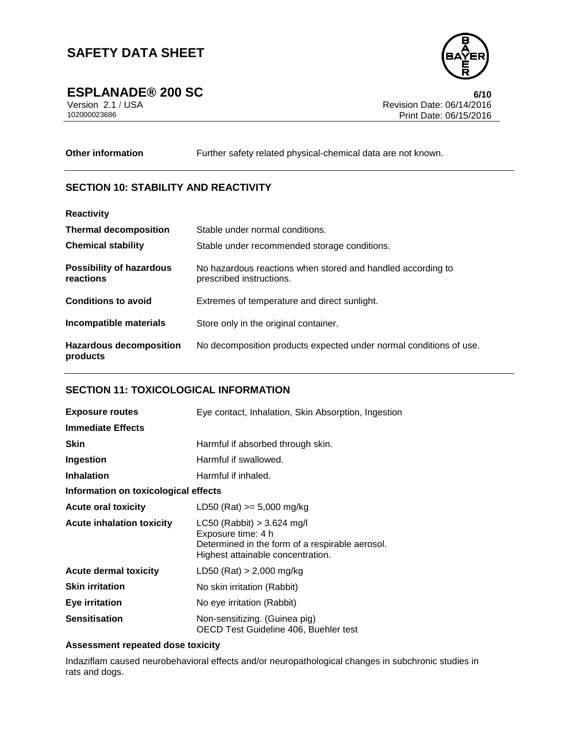| | |
|---|---|
| **Other information** | Further safety related physical-chemical data are not known. |

## SECTION 10: STABILITY AND REACTIVITY

| | |
|---|---|
| **Reactivity** | |
| **Thermal decomposition** | Stable under normal conditions. |
| **Chemical stability** | Stable under recommended storage conditions. |
| **Possibility of hazardous reactions** | No hazardous reactions when stored and handled according to prescribed instructions. |
| **Conditions to avoid** | Extremes of temperature and direct sunlight. |
| **Incompatible materials** | Store only in the original container. |
| **Hazardous decomposition products** | No decomposition products expected under normal conditions of use. |

## SECTION 11: TOXICOLOGICAL INFORMATION

| | |
|---|---|
| **Exposure routes** | Eye contact, Inhalation, Skin Absorption, Ingestion |
| **Immediate Effects** | |
| **Skin** | Harmful if absorbed through skin. |
| **Ingestion** | Harmful if swallowed. |
| **Inhalation** | Harmful if inhaled. |
| **Information on toxicological effects** | |
| **Acute oral toxicity** | LD50 (Rat) >= 5,000 mg/kg |
| **Acute inhalation toxicity** | LC50 (Rabbit) > 3.624 mg/l<br>Exposure time: 4 h<br>Determined in the form of a respirable aerosol.<br>Highest attainable concentration. |
| **Acute dermal toxicity** | LD50 (Rat) > 2,000 mg/kg |
| **Skin irritation** | No skin irritation (Rabbit) |
| **Eye irritation** | No eye irritation (Rabbit) |
| **Sensitisation** | Non-sensitizing. (Guinea pig)<br>OECD Test Guideline 406, Buehler test |

**Assessment repeated dose toxicity**

Indaziflam caused neurobehavioral effects and/or neuropathological changes in subchronic studies in rats and dogs.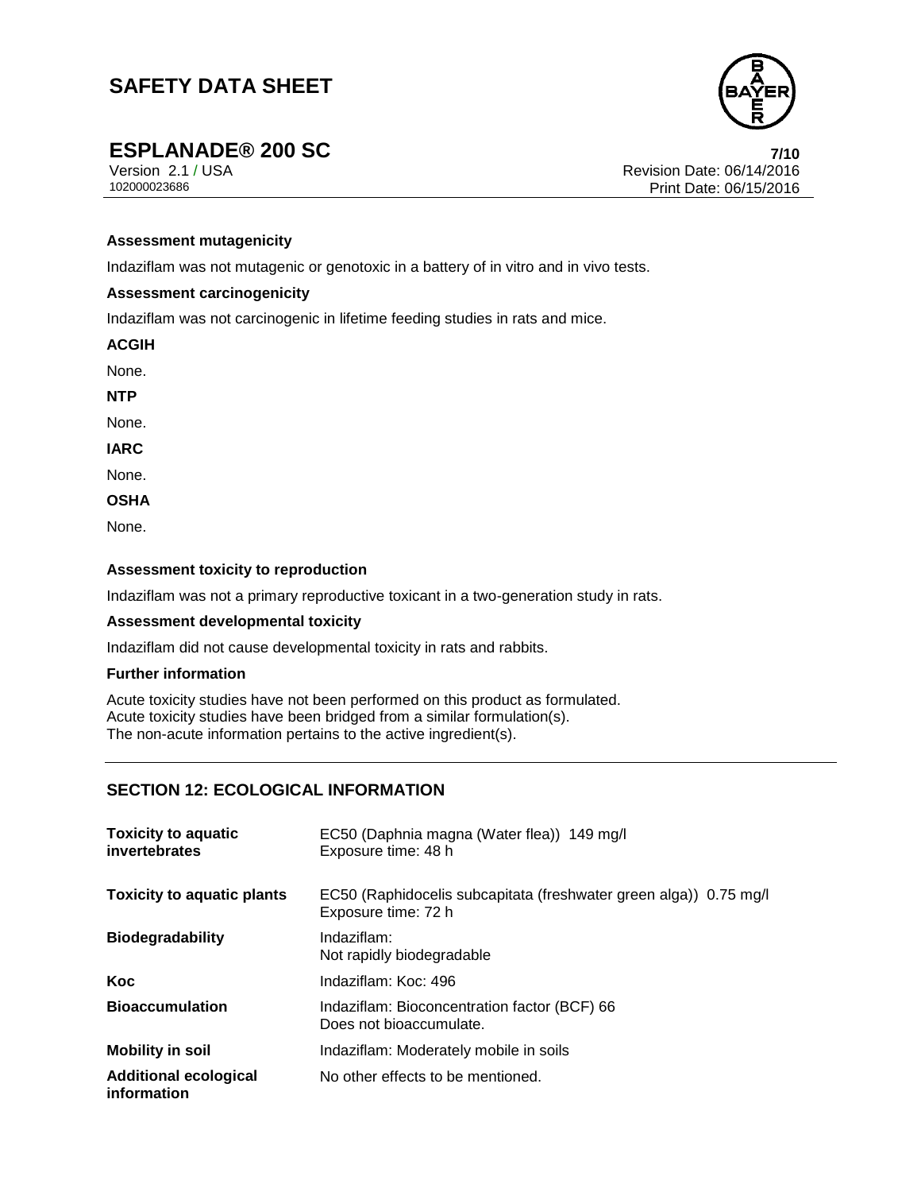**Assessment mutagenicity**

Indaziflam was not mutagenic or genotoxic in a battery of in vitro and in vivo tests.

**Assessment carcinogenicity**

Indaziflam was not carcinogenic in lifetime feeding studies in rats and mice.

**ACGIH**

None.

**NTP**

None.

**IARC**

None.

**OSHA**

None.

**Assessment toxicity to reproduction**

Indaziflam was not a primary reproductive toxicant in a two-generation study in rats.

**Assessment developmental toxicity**

Indaziflam did not cause developmental toxicity in rats and rabbits.

**Further information**

Acute toxicity studies have not been performed on this product as formulated.
Acute toxicity studies have been bridged from a similar formulation(s).
The non-acute information pertains to the active ingredient(s).

## SECTION 12: ECOLOGICAL INFORMATION

| | |
|---|---|
| **Toxicity to aquatic invertebrates** | EC50 (Daphnia magna (Water flea)) 149 mg/l<br>Exposure time: 48 h |
| **Toxicity to aquatic plants** | EC50 (Raphidocelis subcapitata (freshwater green alga)) 0.75 mg/l<br>Exposure time: 72 h |
| **Biodegradability** | Indaziflam:<br>Not rapidly biodegradable |
| **Koc** | Indaziflam: Koc: 496 |
| **Bioaccumulation** | Indaziflam: Bioconcentration factor (BCF) 66<br>Does not bioaccumulate. |
| **Mobility in soil** | Indaziflam: Moderately mobile in soils |
| **Additional ecological information** | No other effects to be mentioned. |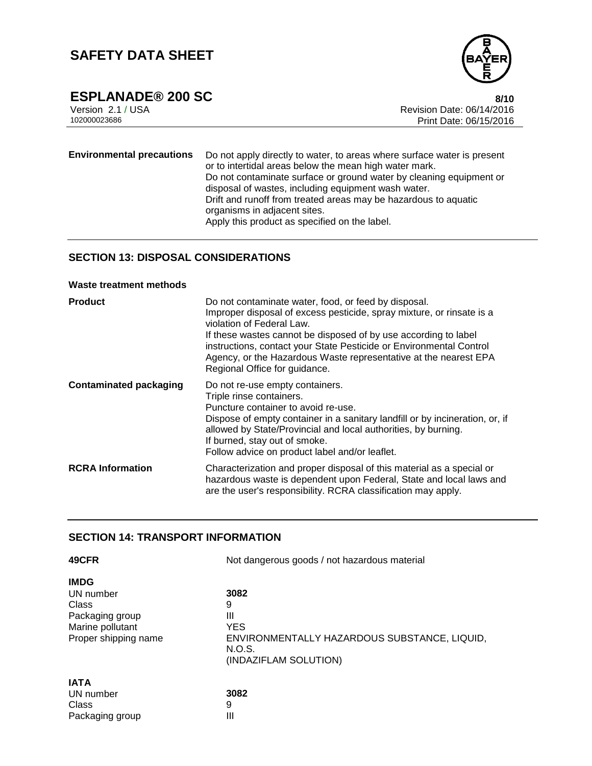| | |
|---|---|
| **Environmental precautions** | Do not apply directly to water, to areas where surface water is present or to intertidal areas below the mean high water mark.<br>Do not contaminate surface or ground water by cleaning equipment or disposal of wastes, including equipment wash water.<br>Drift and runoff from treated areas may be hazardous to aquatic organisms in adjacent sites.<br>Apply this product as specified on the label. |

## SECTION 13: DISPOSAL CONSIDERATIONS

**Waste treatment methods**

| | |
|---|---|
| **Product** | Do not contaminate water, food, or feed by disposal.<br>Improper disposal of excess pesticide, spray mixture, or rinsate is a violation of Federal Law.<br>If these wastes cannot be disposed of by use according to label instructions, contact your State Pesticide or Environmental Control Agency, or the Hazardous Waste representative at the nearest EPA Regional Office for guidance. |
| **Contaminated packaging** | Do not re-use empty containers.<br>Triple rinse containers.<br>Puncture container to avoid re-use.<br>Dispose of empty container in a sanitary landfill or by incineration, or, if allowed by State/Provincial and local authorities, by burning.<br>If burned, stay out of smoke.<br>Follow advice on product label and/or leaflet. |
| **RCRA Information** | Characterization and proper disposal of this material as a special or hazardous waste is dependent upon Federal, State and local laws and are the user's responsibility. RCRA classification may apply. |

## SECTION 14: TRANSPORT INFORMATION

| | |
|---|---|
| **49CFR** | Not dangerous goods / not hazardous material |

**IMDG**

| | |
|---|---|
| UN number | **3082** |
| Class | 9 |
| Packaging group | III |
| Marine pollutant | YES |
| Proper shipping name | ENVIRONMENTALLY HAZARDOUS SUBSTANCE, LIQUID, N.O.S.<br>(INDAZIFLAM SOLUTION) |

**IATA**

| | |
|---|---|
| UN number | **3082** |
| Class | 9 |
| Packaging group | III |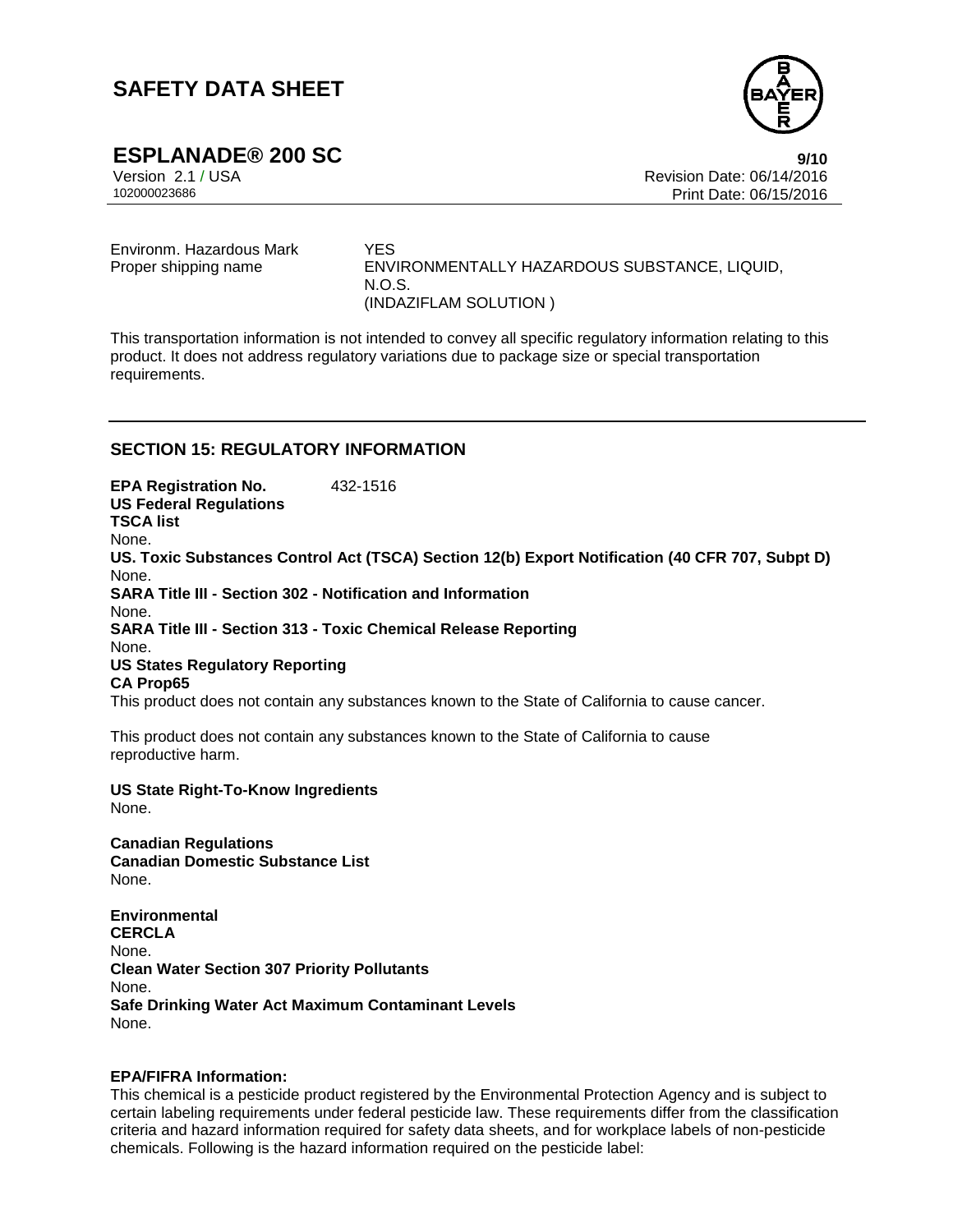| | |
|---|---|
| Environm. Hazardous Mark | YES |
| Proper shipping name | ENVIRONMENTALLY HAZARDOUS SUBSTANCE, LIQUID, N.O.S. (INDAZIFLAM SOLUTION ) |

This transportation information is not intended to convey all specific regulatory information relating to this product. It does not address regulatory variations due to package size or special transportation requirements.

## SECTION 15: REGULATORY INFORMATION

**EPA Registration No.** 432-1516

**US Federal Regulations**

**TSCA list**

None.

**US. Toxic Substances Control Act (TSCA) Section 12(b) Export Notification (40 CFR 707, Subpt D)**

None.

**SARA Title III - Section 302 - Notification and Information**

None.

**SARA Title III - Section 313 - Toxic Chemical Release Reporting**

None.

**US States Regulatory Reporting**

**CA Prop65**

This product does not contain any substances known to the State of California to cause cancer.

This product does not contain any substances known to the State of California to cause reproductive harm.

**US State Right-To-Know Ingredients**

None.

**Canadian Regulations**

**Canadian Domestic Substance List**

None.

**Environmental**

**CERCLA**

None.

**Clean Water Section 307 Priority Pollutants**

None.

**Safe Drinking Water Act Maximum Contaminant Levels**

None.

**EPA/FIFRA Information:**

This chemical is a pesticide product registered by the Environmental Protection Agency and is subject to certain labeling requirements under federal pesticide law. These requirements differ from the classification criteria and hazard information required for safety data sheets, and for workplace labels of non-pesticide chemicals. Following is the hazard information required on the pesticide label: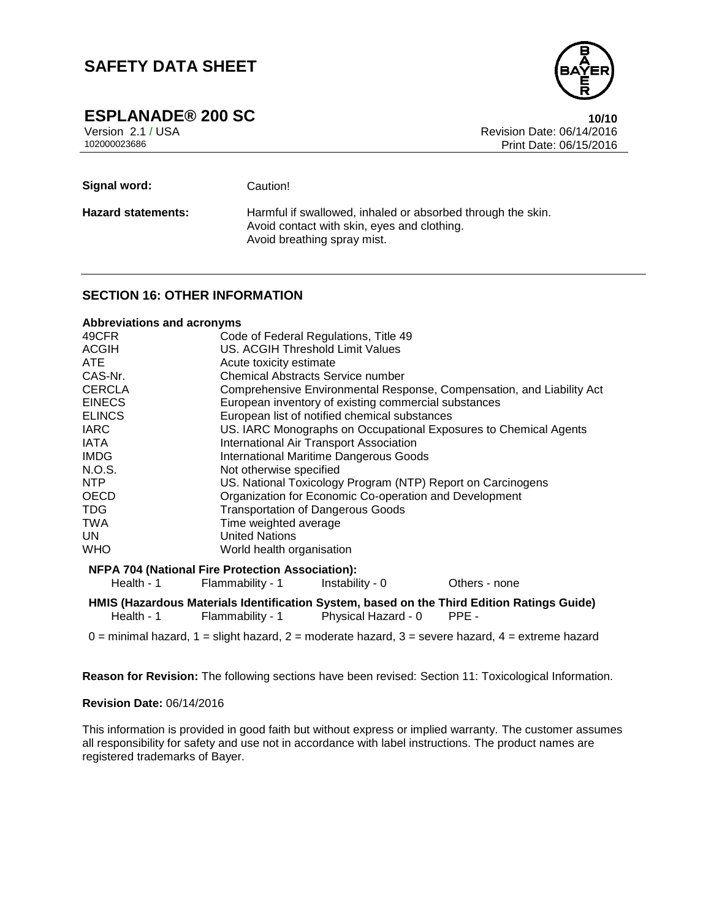| | |
|---|---|
| **Signal word:** | Caution! |
| **Hazard statements:** | Harmful if swallowed, inhaled or absorbed through the skin.<br>Avoid contact with skin, eyes and clothing.<br>Avoid breathing spray mist. |

## SECTION 16: OTHER INFORMATION

**Abbreviations and acronyms**

| | |
|---|---|
| 49CFR | Code of Federal Regulations, Title 49 |
| ACGIH | US. ACGIH Threshold Limit Values |
| ATE | Acute toxicity estimate |
| CAS-Nr. | Chemical Abstracts Service number |
| CERCLA | Comprehensive Environmental Response, Compensation, and Liability Act |
| EINECS | European inventory of existing commercial substances |
| ELINCS | European list of notified chemical substances |
| IARC | US. IARC Monographs on Occupational Exposures to Chemical Agents |
| IATA | International Air Transport Association |
| IMDG | International Maritime Dangerous Goods |
| N.O.S. | Not otherwise specified |
| NTP | US. National Toxicology Program (NTP) Report on Carcinogens |
| OECD | Organization for Economic Co-operation and Development |
| TDG | Transportation of Dangerous Goods |
| TWA | Time weighted average |
| UN | United Nations |
| WHO | World health organisation |

**NFPA 704 (National Fire Protection Association):**

| | | | |
|---|---|---|---|
| Health - 1 | Flammability - 1 | Instability - 0 | Others - none |

**HMIS (Hazardous Materials Identification System, based on the Third Edition Ratings Guide)**

| | | | |
|---|---|---|---|
| Health - 1 | Flammability - 1 | Physical Hazard - 0 | PPE - |

0 = minimal hazard, 1 = slight hazard, 2 = moderate hazard, 3 = severe hazard, 4 = extreme hazard

**Reason for Revision:** The following sections have been revised: Section 11: Toxicological Information.

**Revision Date:** 06/14/2016

This information is provided in good faith but without express or implied warranty. The customer assumes all responsibility for safety and use not in accordance with label instructions. The product names are registered trademarks of Bayer.